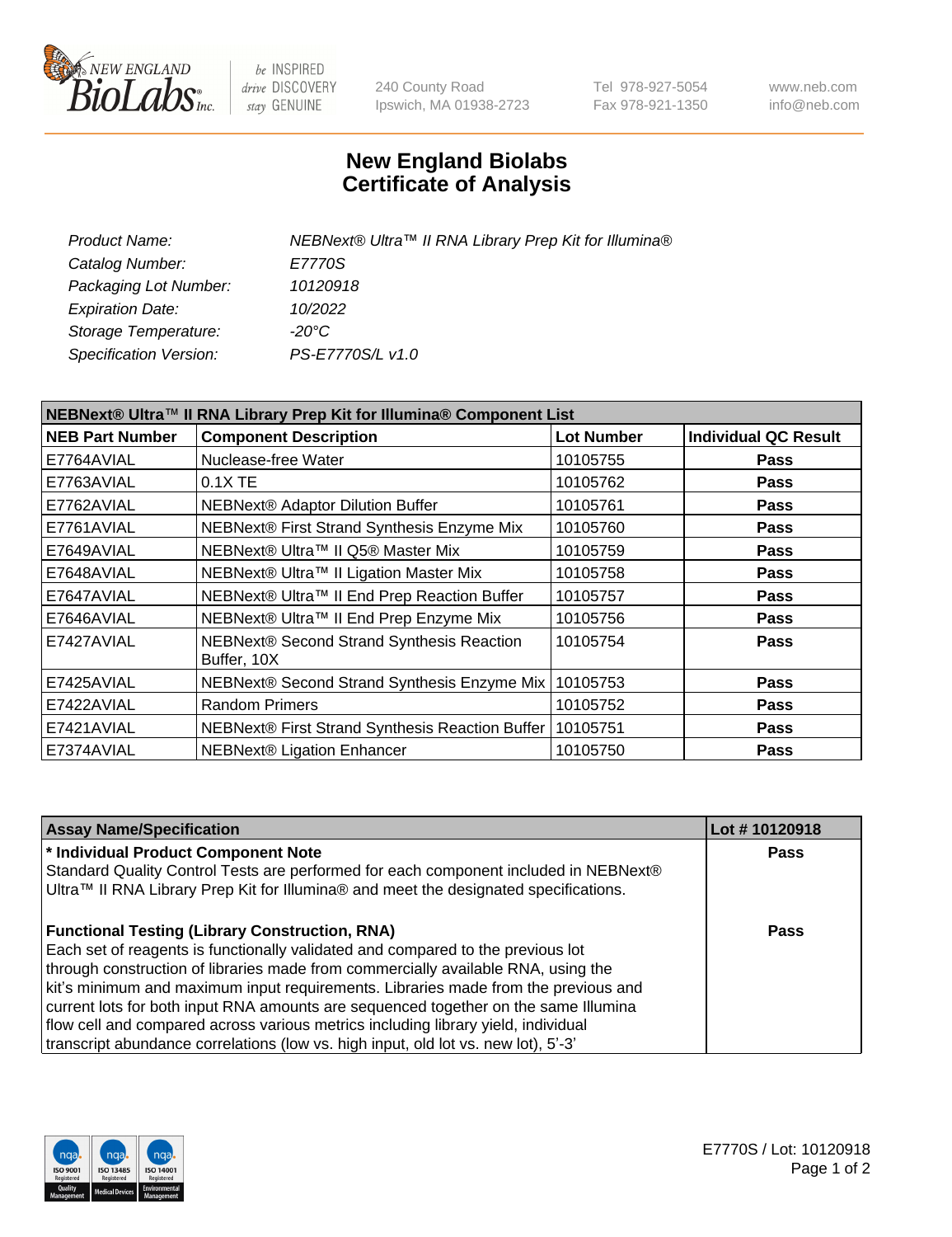# New England Biolabs Certificate of Analysis

| | |
|---|---|
| *Product Name:* | *NEBNext® Ultra™ II RNA Library Prep Kit for Illumina®* |
| *Catalog Number:* | *E7770S* |
| *Packaging Lot Number:* | *10120918* |
| *Expiration Date:* | *10/2022* |
| *Storage Temperature:* | *-20°C* |
| *Specification Version:* | *PS-E7770S/L v1.0* |

| NEBNext® Ultra™ II RNA Library Prep Kit for Illumina® Component List | | | |
|---|---|---|---|
| **NEB Part Number** | **Component Description** | **Lot Number** | **Individual QC Result** |
| E7764AVIAL | Nuclease-free Water | 10105755 | **Pass** |
| E7763AVIAL | 0.1X TE | 10105762 | **Pass** |
| E7762AVIAL | NEBNext® Adaptor Dilution Buffer | 10105761 | **Pass** |
| E7761AVIAL | NEBNext® First Strand Synthesis Enzyme Mix | 10105760 | **Pass** |
| E7649AVIAL | NEBNext® Ultra™ II Q5® Master Mix | 10105759 | **Pass** |
| E7648AVIAL | NEBNext® Ultra™ II Ligation Master Mix | 10105758 | **Pass** |
| E7647AVIAL | NEBNext® Ultra™ II End Prep Reaction Buffer | 10105757 | **Pass** |
| E7646AVIAL | NEBNext® Ultra™ II End Prep Enzyme Mix | 10105756 | **Pass** |
| E7427AVIAL | NEBNext® Second Strand Synthesis Reaction Buffer, 10X | 10105754 | **Pass** |
| E7425AVIAL | NEBNext® Second Strand Synthesis Enzyme Mix | 10105753 | **Pass** |
| E7422AVIAL | Random Primers | 10105752 | **Pass** |
| E7421AVIAL | NEBNext® First Strand Synthesis Reaction Buffer | 10105751 | **Pass** |
| E7374AVIAL | NEBNext® Ligation Enhancer | 10105750 | **Pass** |

| Assay Name/Specification | Lot # 10120918 |
|---|---|
| **\* Individual Product Component Note**<br>Standard Quality Control Tests are performed for each component included in NEBNext® Ultra™ II RNA Library Prep Kit for Illumina® and meet the designated specifications. | **Pass** |
| **Functional Testing (Library Construction, RNA)**<br>Each set of reagents is functionally validated and compared to the previous lot through construction of libraries made from commercially available RNA, using the kit's minimum and maximum input requirements. Libraries made from the previous and current lots for both input RNA amounts are sequenced together on the same Illumina flow cell and compared across various metrics including library yield, individual transcript abundance correlations (low vs. high input, old lot vs. new lot), 5'-3' | **Pass** |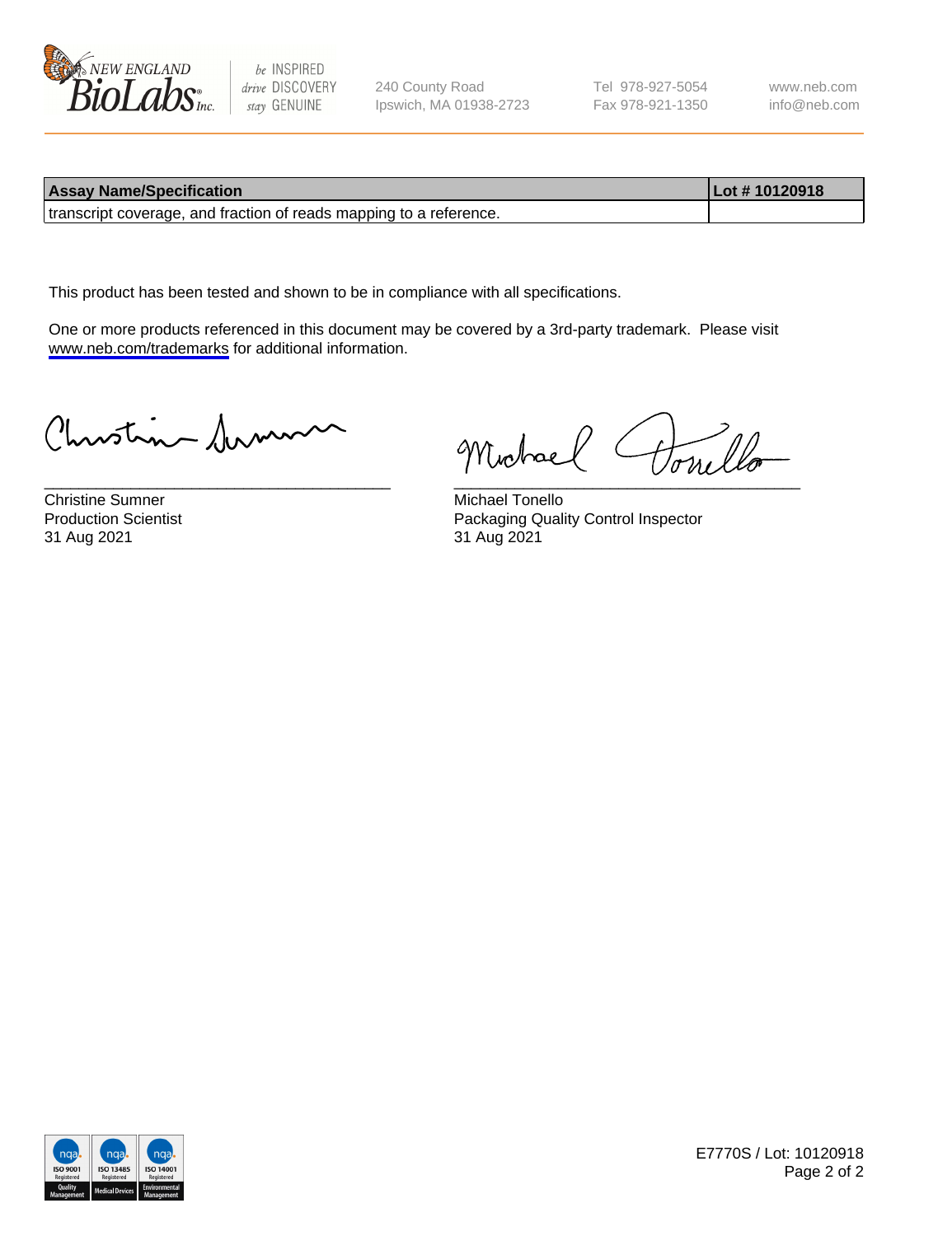| Assay Name/Specification | Lot # 10120918 |
| --- | --- |
| transcript coverage, and fraction of reads mapping to a reference. | |

This product has been tested and shown to be in compliance with all specifications.

One or more products referenced in this document may be covered by a 3rd-party trademark. Please visit www.neb.com/trademarks for additional information.

Christine Sumner
Production Scientist
31 Aug 2021

Michael Tonello
Packaging Quality Control Inspector
31 Aug 2021

E7770S / Lot: 10120918